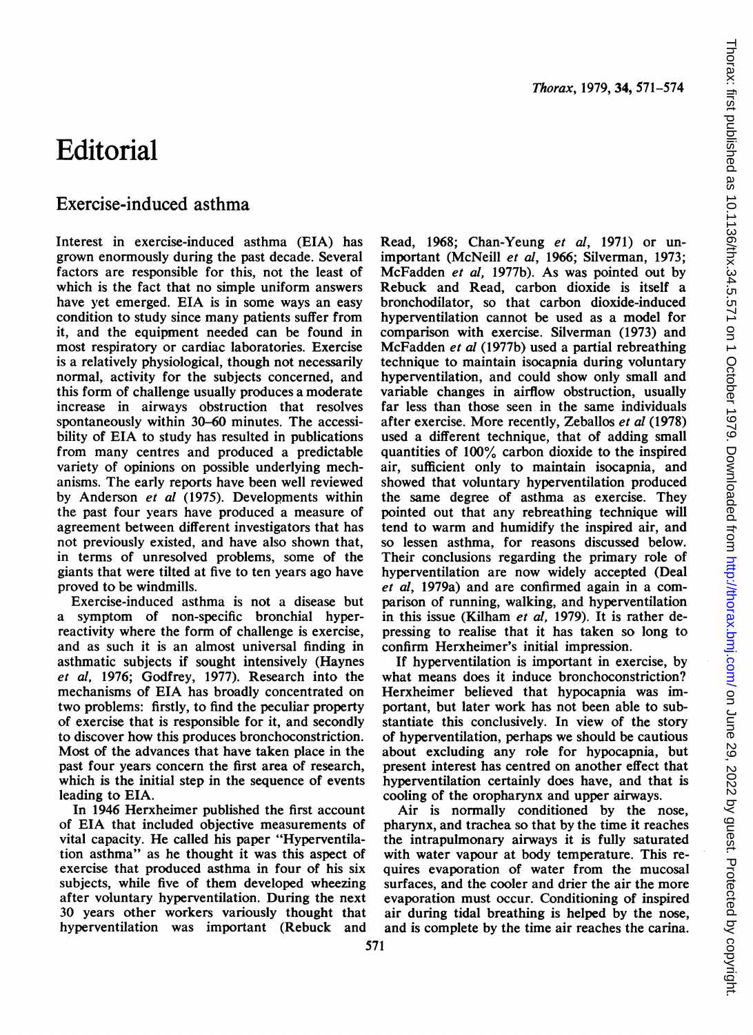# Editorial

## Exercise-induced asthma

Interest in exercise-induced asthma (EIA) has grown enormously during the past decade. Several factors are responsible for this, not the least of which is the fact that no simple uniform answers have yet emerged. EIA is in some ways an easy condition to study since many patients suffer from it, and the equipment needed can be found in most respiratory or cardiac laboratories. Exercise is a relatively physiological, though not necessarily normal, activity for the subjects concerned, and this form of challenge usually produces a moderate increase in airways obstruction that resolves spontaneously within 30–60 minutes. The accessibility of EIA to study has resulted in publications from many centres and produced a predictable variety of opinions on possible underlying mechanisms. The early reports have been well reviewed by Anderson *et al* (1975). Developments within the past four years have produced a measure of agreement between different investigators that has not previously existed, and have also shown that, in terms of unresolved problems, some of the giants that were tilted at five to ten years ago have proved to be windmills.

Exercise-induced asthma is not a disease but a symptom of non-specific bronchial hyperreactivity where the form of challenge is exercise, and as such it is an almost universal finding in asthmatic subjects if sought intensively (Haynes *et al*, 1976; Godfrey, 1977). Research into the mechanisms of EIA has broadly concentrated on two problems: firstly, to find the peculiar property of exercise that is responsible for it, and secondly to discover how this produces bronchoconstriction. Most of the advances that have taken place in the past four years concern the first area of research, which is the initial step in the sequence of events leading to EIA.

In 1946 Herxheimer published the first account of EIA that included objective measurements of vital capacity. He called his paper "Hyperventilation asthma" as he thought it was this aspect of exercise that produced asthma in four of his six subjects, while five of them developed wheezing after voluntary hyperventilation. During the next 30 years other workers variously thought that hyperventilation was important (Rebuck and Read, 1968; Chan-Yeung *et al*, 1971) or unimportant (McNeill *et al*, 1966; Silverman, 1973; McFadden *et al*, 1977b). As was pointed out by Rebuck and Read, carbon dioxide is itself a bronchodilator, so that carbon dioxide-induced hyperventilation cannot be used as a model for comparison with exercise. Silverman (1973) and McFadden *et al* (1977b) used a partial rebreathing technique to maintain isocapnia during voluntary hyperventilation, and could show only small and variable changes in airflow obstruction, usually far less than those seen in the same individuals after exercise. More recently, Zeballos *et al* (1978) used a different technique, that of adding small quantities of 100% carbon dioxide to the inspired air, sufficient only to maintain isocapnia, and showed that voluntary hyperventilation produced the same degree of asthma as exercise. They pointed out that any rebreathing technique will tend to warm and humidify the inspired air, and so lessen asthma, for reasons discussed below. Their conclusions regarding the primary role of hyperventilation are now widely accepted (Deal *et al*, 1979a) and are confirmed again in a comparison of running, walking, and hyperventilation in this issue (Kilham *et al*, 1979). It is rather depressing to realise that it has taken so long to confirm Herxheimer's initial impression.

If hyperventilation is important in exercise, by what means does it induce bronchoconstriction? Herxheimer believed that hypocapnia was important, but later work has not been able to substantiate this conclusively. In view of the story of hyperventilation, perhaps we should be cautious about excluding any role for hypocapnia, but present interest has centred on another effect that hyperventilation certainly does have, and that is cooling of the oropharynx and upper airways.

Air is normally conditioned by the nose, pharynx, and trachea so that by the time it reaches the intrapulmonary airways it is fully saturated with water vapour at body temperature. This requires evaporation of water from the mucosal surfaces, and the cooler and drier the air the more evaporation must occur. Conditioning of inspired air during tidal breathing is helped by the nose, and is complete by the time air reaches the carina.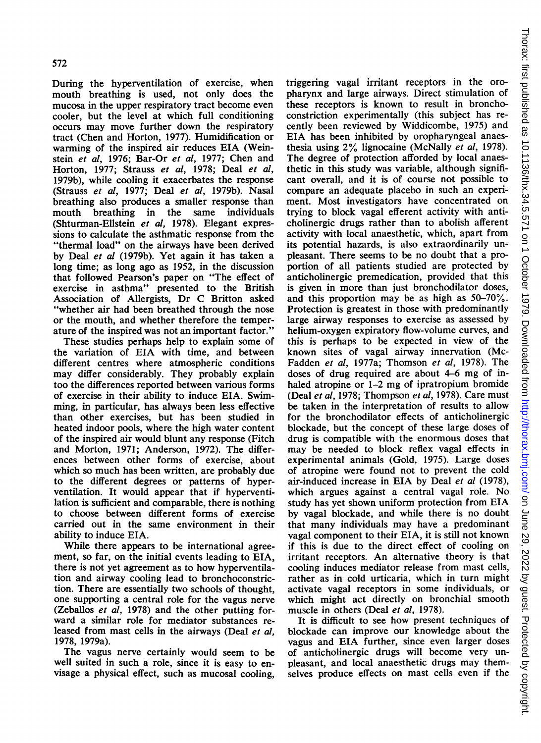During the hyperventilation of exercise, when mouth breathing is used, not only does the mucosa in the upper respiratory tract become even cooler, but the level at which full conditioning occurs may move further down the respiratory tract (Chen and Horton, 1977). Humidification or warming of the inspired air reduces EIA (Weinstein *et al*, 1976; Bar-Or *et al*, 1977; Chen and Horton, 1977; Strauss *et al*, 1978; Deal *et al*, 1979b), while cooling it exacerbates the response (Strauss *et al*, 1977; Deal *et al*, 1979b). Nasal breathing also produces a smaller response than mouth breathing in the same individuals (Shturman-Ellstein *et al*, 1978). Elegant expressions to calculate the asthmatic response from the "thermal load" on the airways have been derived by Deal *et al* (1979b). Yet again it has taken a long time; as long ago as 1952, in the discussion that followed Pearson's paper on "The effect of exercise in asthma" presented to the British Association of Allergists, Dr C Britton asked "whether air had been breathed through the nose or the mouth, and whether therefore the temperature of the inspired was not an important factor."

These studies perhaps help to explain some of the variation of EIA with time, and between different centres where atmospheric conditions may differ considerably. They probably explain too the differences reported between various forms of exercise in their ability to induce EIA. Swimming, in particular, has always been less effective than other exercises, but has been studied in heated indoor pools, where the high water content of the inspired air would blunt any response (Fitch and Morton, 1971; Anderson, 1972). The differences between other forms of exercise, about which so much has been written, are probably due to the different degrees or patterns of hyperventilation. It would appear that if hyperventilation is sufficient and comparable, there is nothing to choose between different forms of exercise carried out in the same environment in their ability to induce EIA.

While there appears to be international agreement, so far, on the initial events leading to EIA, there is not yet agreement as to how hyperventilation and airway cooling lead to bronchoconstriction. There are essentially two schools of thought, one supporting a central role for the vagus nerve (Zeballos *et al*, 1978) and the other putting forward a similar role for mediator substances released from mast cells in the airways (Deal *et al*, 1978, 1979a).

The vagus nerve certainly would seem to be well suited in such a role, since it is easy to envisage a physical effect, such as mucosal cooling, triggering vagal irritant receptors in the oropharynx and large airways. Direct stimulation of these receptors is known to result in bronchoconstriction experimentally (this subject has recently been reviewed by Widdicombe, 1975) and EIA has been inhibited by oropharyngeal anaesthesia using 2% lignocaine (McNally *et al*, 1978). The degree of protection afforded by local anaesthetic in this study was variable, although significant overall, and it is of course not possible to compare an adequate placebo in such an experiment. Most investigators have concentrated on trying to block vagal efferent activity with anticholinergic drugs rather than to abolish afferent activity with local anaesthetic, which, apart from its potential hazards, is also extraordinarily unpleasant. There seems to be no doubt that a proportion of all patients studied are protected by anticholinergic premedication, provided that this is given in more than just bronchodilator doses, and this proportion may be as high as 50–70%. Protection is greatest in those with predominantly large airway responses to exercise as assessed by helium-oxygen expiratory flow-volume curves, and this is perhaps to be expected in view of the known sites of vagal airway innervation (McFadden *et al*, 1977a; Thomson *et al*, 1978). The doses of drug required are about 4–6 mg of inhaled atropine or 1–2 mg of ipratropium bromide (Deal *et al*, 1978; Thompson *et al*, 1978). Care must be taken in the interpretation of results to allow for the bronchodilator effects of anticholinergic blockade, but the concept of these large doses of drug is compatible with the enormous doses that may be needed to block reflex vagal effects in experimental animals (Gold, 1975). Large doses of atropine were found not to prevent the cold air-induced increase in EIA by Deal *et al* (1978), which argues against a central vagal role. No study has yet shown uniform protection from EIA by vagal blockade, and while there is no doubt that many individuals may have a predominant vagal component to their EIA, it is still not known if this is due to the direct effect of cooling on irritant receptors. An alternative theory is that cooling induces mediator release from mast cells, rather as in cold urticaria, which in turn might activate vagal receptors in some individuals, or which might act directly on bronchial smooth muscle in others (Deal *et al*, 1978).

It is difficult to see how present techniques of blockade can improve our knowledge about the vagus and EIA further, since even larger doses of anticholinergic drugs will become very unpleasant, and local anaesthetic drugs may themselves produce effects on mast cells even if the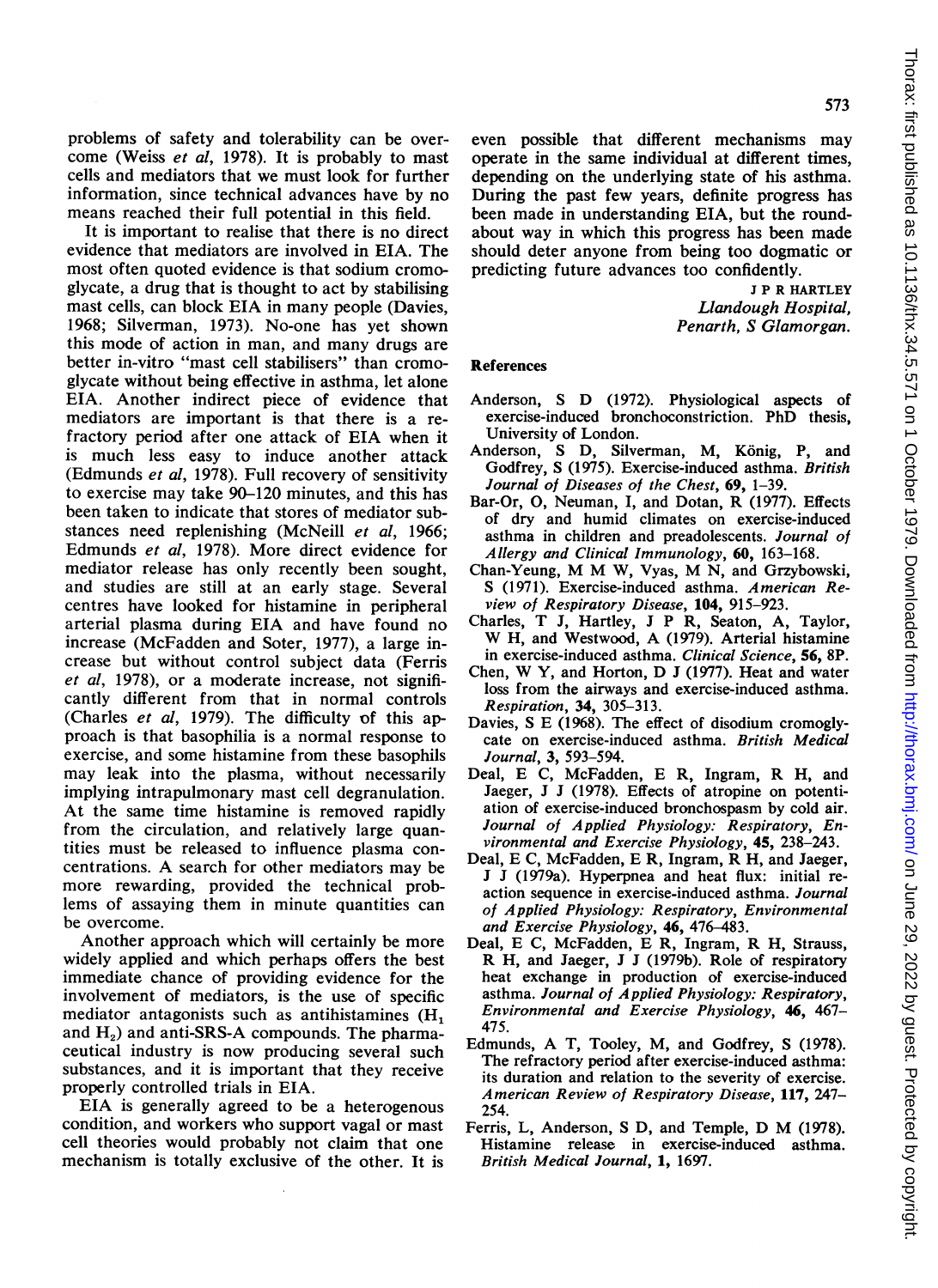problems of safety and tolerability can be overcome (Weiss *et al*, 1978). It is probably to mast cells and mediators that we must look for further information, since technical advances have by no means reached their full potential in this field.

It is important to realise that there is no direct evidence that mediators are involved in EIA. The most often quoted evidence is that sodium cromoglycate, a drug that is thought to act by stabilising mast cells, can block EIA in many people (Davies, 1968; Silverman, 1973). No-one has yet shown this mode of action in man, and many drugs are better in-vitro "mast cell stabilisers" than cromoglycate without being effective in asthma, let alone EIA. Another indirect piece of evidence that mediators are important is that there is a refractory period after one attack of EIA when it is much less easy to induce another attack (Edmunds *et al*, 1978). Full recovery of sensitivity to exercise may take 90–120 minutes, and this has been taken to indicate that stores of mediator substances need replenishing (McNeill *et al*, 1966; Edmunds *et al*, 1978). More direct evidence for mediator release has only recently been sought, and studies are still at an early stage. Several centres have looked for histamine in peripheral arterial plasma during EIA and have found no increase (McFadden and Soter, 1977), a large increase but without control subject data (Ferris *et al*, 1978), or a moderate increase, not significantly different from that in normal controls (Charles *et al*, 1979). The difficulty of this approach is that basophilia is a normal response to exercise, and some histamine from these basophils may leak into the plasma, without necessarily implying intrapulmonary mast cell degranulation. At the same time histamine is removed rapidly from the circulation, and relatively large quantities must be released to influence plasma concentrations. A search for other mediators may be more rewarding, provided the technical problems of assaying them in minute quantities can be overcome.

Another approach which will certainly be more widely applied and which perhaps offers the best immediate chance of providing evidence for the involvement of mediators, is the use of specific mediator antagonists such as antihistamines ($H_1$ and $H_2$) and anti-SRS-A compounds. The pharmaceutical industry is now producing several such substances, and it is important that they receive properly controlled trials in EIA.

EIA is generally agreed to be a heterogenous condition, and workers who support vagal or mast cell theories would probably not claim that one mechanism is totally exclusive of the other. It is even possible that different mechanisms may operate in the same individual at different times, depending on the underlying state of his asthma. During the past few years, definite progress has been made in understanding EIA, but the roundabout way in which this progress has been made should deter anyone from being too dogmatic or predicting future advances too confidently.

J P R HARTLEY
*Llandough Hospital,*
*Penarth, S Glamorgan.*

## References

Anderson, S D (1972). Physiological aspects of exercise-induced bronchoconstriction. PhD thesis, University of London.

Anderson, S D, Silverman, M, König, P, and Godfrey, S (1975). Exercise-induced asthma. *British Journal of Diseases of the Chest*, **69**, 1–39.

Bar-Or, O, Neuman, I, and Dotan, R (1977). Effects of dry and humid climates on exercise-induced asthma in children and preadolescents. *Journal of Allergy and Clinical Immunology*, **60**, 163–168.

Chan-Yeung, M M W, Vyas, M N, and Grzybowski, S (1971). Exercise-induced asthma. *American Review of Respiratory Disease*, **104**, 915–923.

Charles, T J, Hartley, J P R, Seaton, A, Taylor, W H, and Westwood, A (1979). Arterial histamine in exercise-induced asthma. *Clinical Science*, **56**, 8P.

Chen, W Y, and Horton, D J (1977). Heat and water loss from the airways and exercise-induced asthma. *Respiration*, **34**, 305–313.

Davies, S E (1968). The effect of disodium cromoglycate on exercise-induced asthma. *British Medical Journal*, **3**, 593–594.

Deal, E C, McFadden, E R, Ingram, R H, and Jaeger, J J (1978). Effects of atropine on potentiation of exercise-induced bronchospasm by cold air. *Journal of Applied Physiology: Respiratory, Environmental and Exercise Physiology*, **45**, 238–243.

Deal, E C, McFadden, E R, Ingram, R H, and Jaeger, J J (1979a). Hyperpnea and heat flux: initial reaction sequence in exercise-induced asthma. *Journal of Applied Physiology: Respiratory, Environmental and Exercise Physiology*, **46**, 476–483.

Deal, E C, McFadden, E R, Ingram, R H, Strauss, R H, and Jaeger, J J (1979b). Role of respiratory heat exchange in production of exercise-induced asthma. *Journal of Applied Physiology: Respiratory, Environmental and Exercise Physiology*, **46**, 467–475.

Edmunds, A T, Tooley, M, and Godfrey, S (1978). The refractory period after exercise-induced asthma: its duration and relation to the severity of exercise. *American Review of Respiratory Disease*, **117**, 247–254.

Ferris, L, Anderson, S D, and Temple, D M (1978). Histamine release in exercise-induced asthma. *British Medical Journal*, **1**, 1697.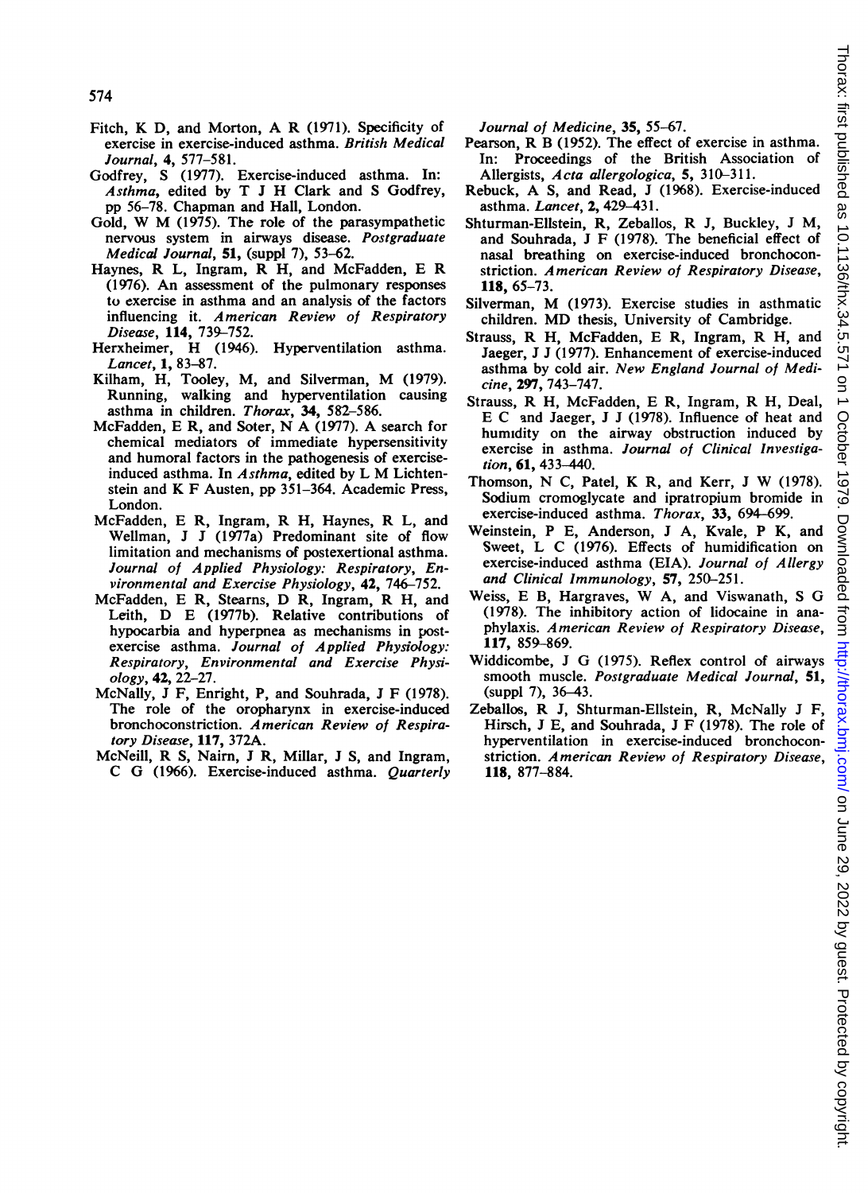Fitch, K D, and Morton, A R (1971). Specificity of exercise in exercise-induced asthma. *British Medical Journal*, **4**, 577–581.

Godfrey, S (1977). Exercise-induced asthma. In: *Asthma*, edited by T J H Clark and S Godfrey, pp 56–78. Chapman and Hall, London.

Gold, W M (1975). The role of the parasympathetic nervous system in airways disease. *Postgraduate Medical Journal*, **51**, (suppl 7), 53–62.

Haynes, R L, Ingram, R H, and McFadden, E R (1976). An assessment of the pulmonary responses to exercise in asthma and an analysis of the factors influencing it. *American Review of Respiratory Disease*, **114**, 739–752.

Herxheimer, H (1946). Hyperventilation asthma. *Lancet*, **1**, 83–87.

Kilham, H, Tooley, M, and Silverman, M (1979). Running, walking and hyperventilation causing asthma in children. *Thorax*, **34**, 582–586.

McFadden, E R, and Soter, N A (1977). A search for chemical mediators of immediate hypersensitivity and humoral factors in the pathogenesis of exercise-induced asthma. In *Asthma*, edited by L M Lichtenstein and K F Austen, pp 351–364. Academic Press, London.

McFadden, E R, Ingram, R H, Haynes, R L, and Wellman, J J (1977a) Predominant site of flow limitation and mechanisms of postexertional asthma. *Journal of Applied Physiology: Respiratory, Environmental and Exercise Physiology*, **42**, 746–752.

McFadden, E R, Stearns, D R, Ingram, R H, and Leith, D E (1977b). Relative contributions of hypocarbia and hyperpnea as mechanisms in post-exercise asthma. *Journal of Applied Physiology: Respiratory, Environmental and Exercise Physiology*, **42**, 22–27.

McNally, J F, Enright, P, and Souhrada, J F (1978). The role of the oropharynx in exercise-induced bronchoconstriction. *American Review of Respiratory Disease*, **117**, 372A.

McNeill, R S, Nairn, J R, Millar, J S, and Ingram, C G (1966). Exercise-induced asthma. *Quarterly Journal of Medicine*, **35**, 55–67.

Pearson, R B (1952). The effect of exercise in asthma. In: Proceedings of the British Association of Allergists, *Acta allergologica*, **5**, 310–311.

Rebuck, A S, and Read, J (1968). Exercise-induced asthma. *Lancet*, **2**, 429–431.

Shturman-Ellstein, R, Zeballos, R J, Buckley, J M, and Souhrada, J F (1978). The beneficial effect of nasal breathing on exercise-induced bronchoconstriction. *American Review of Respiratory Disease*, **118**, 65–73.

Silverman, M (1973). Exercise studies in asthmatic children. MD thesis, University of Cambridge.

Strauss, R H, McFadden, E R, Ingram, R H, and Jaeger, J J (1977). Enhancement of exercise-induced asthma by cold air. *New England Journal of Medicine*, **297**, 743–747.

Strauss, R H, McFadden, E R, Ingram, R H, Deal, E C and Jaeger, J J (1978). Influence of heat and humidity on the airway obstruction induced by exercise in asthma. *Journal of Clinical Investigation*, **61**, 433–440.

Thomson, N C, Patel, K R, and Kerr, J W (1978). Sodium cromoglycate and ipratropium bromide in exercise-induced asthma. *Thorax*, **33**, 694–699.

Weinstein, P E, Anderson, J A, Kvale, P K, and Sweet, L C (1976). Effects of humidification on exercise-induced asthma (EIA). *Journal of Allergy and Clinical Immunology*, **57**, 250–251.

Weiss, E B, Hargraves, W A, and Viswanath, S G (1978). The inhibitory action of lidocaine in anaphylaxis. *American Review of Respiratory Disease*, **117**, 859–869.

Widdicombe, J G (1975). Reflex control of airways smooth muscle. *Postgraduate Medical Journal*, **51**, (suppl 7), 36–43.

Zeballos, R J, Shturman-Ellstein, R, McNally J F, Hirsch, J E, and Souhrada, J F (1978). The role of hyperventilation in exercise-induced bronchoconstriction. *American Review of Respiratory Disease*, **118**, 877–884.